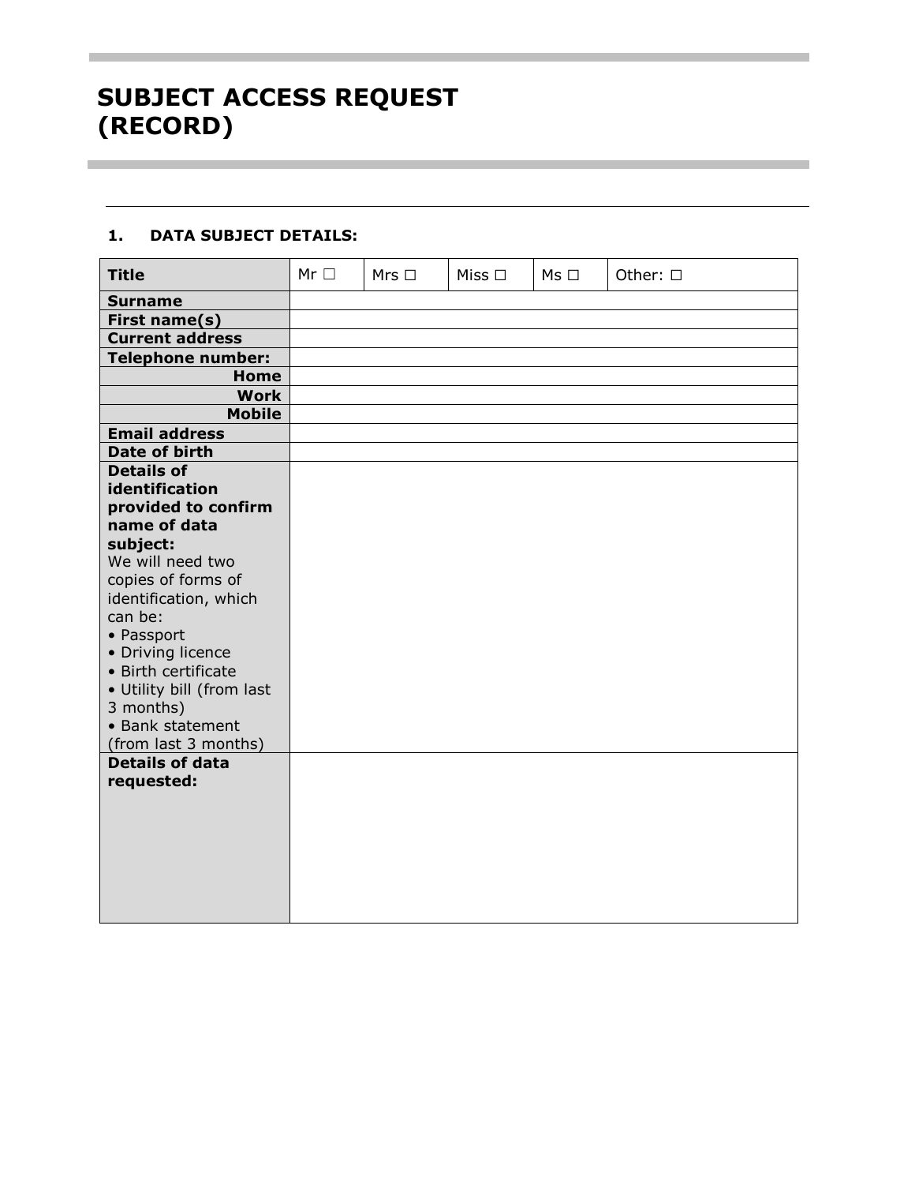# SUBJECT ACCESS REQUEST (RECORD)

---

## 1. DATA SUBJECT DETAILS:

| **Title** | Mr ☐ | Mrs ☐ | Miss ☐ | Ms ☐ | Other: ☐ |
|---|---|---|---|---|---|
| **Surname** | | | | | |
| **First name(s)** | | | | | |
| **Current address** | | | | | |
| **Telephone number:** | | | | | |
| **Home** | | | | | |
| **Work** | | | | | |
| **Mobile** | | | | | |
| **Email address** | | | | | |
| **Date of birth** | | | | | |
| **Details of identification provided to confirm name of data subject:** We will need two copies of forms of identification, which can be: • Passport • Driving licence • Birth certificate • Utility bill (from last 3 months) • Bank statement (from last 3 months) | | | | | |
| **Details of data requested:** | | | | | |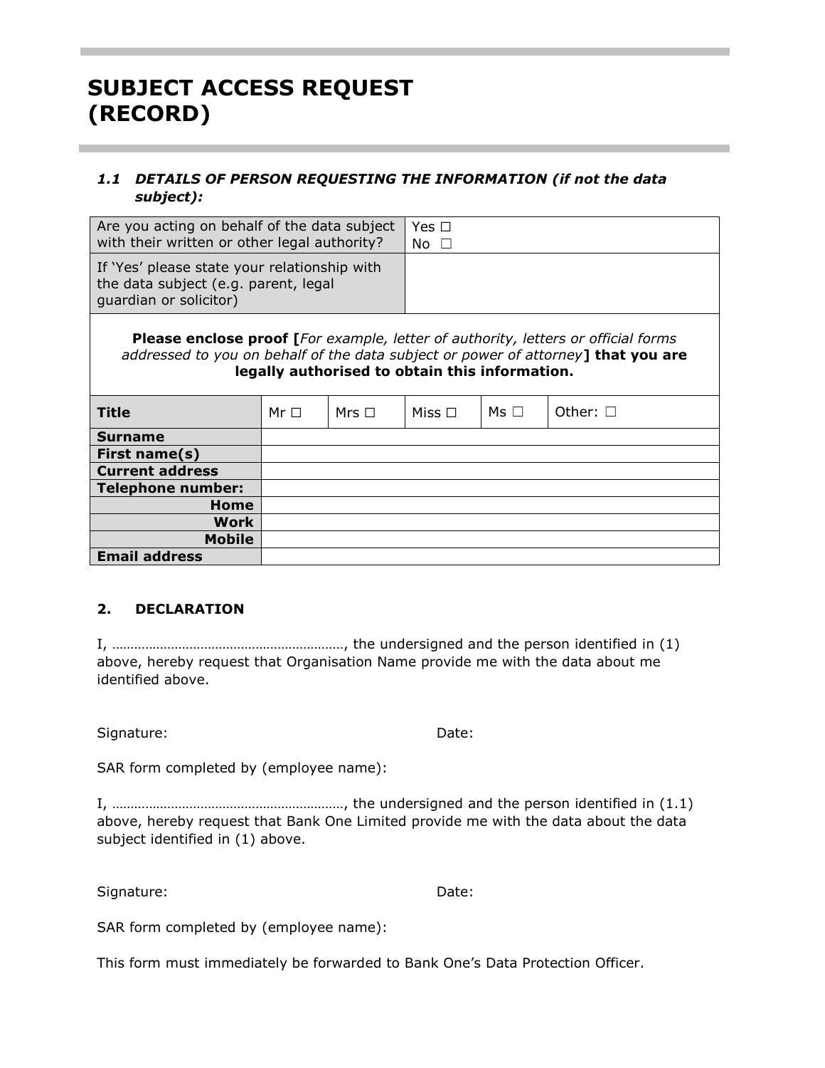# SUBJECT ACCESS REQUEST (RECORD)

### *1.1 DETAILS OF PERSON REQUESTING THE INFORMATION (if not the data subject):*

| | |
|---|---|
| Are you acting on behalf of the data subject with their written or other legal authority? | Yes ☐<br>No ☐ |
| If 'Yes' please state your relationship with the data subject (e.g. parent, legal guardian or solicitor) | |

**Please enclose proof [***For example, letter of authority, letters or official forms addressed to you on behalf of the data subject or power of attorney***] that you are legally authorised to obtain this information.**

| | | | | | |
|---|---|---|---|---|---|
| **Title** | Mr ☐ | Mrs ☐ | Miss ☐ | Ms ☐ | Other: ☐ |
| **Surname** | | | | | |
| **First name(s)** | | | | | |
| **Current address** | | | | | |
| **Telephone number:** | | | | | |
| **Home** | | | | | |
| **Work** | | | | | |
| **Mobile** | | | | | |
| **Email address** | | | | | |

### 2. DECLARATION

I, ……………………………………………………., the undersigned and the person identified in (1) above, hereby request that Organisation Name provide me with the data about me identified above.

Signature: Date:

SAR form completed by (employee name):

I, ……………………………………………………., the undersigned and the person identified in (1.1) above, hereby request that Bank One Limited provide me with the data about the data subject identified in (1) above.

Signature: Date:

SAR form completed by (employee name):

This form must immediately be forwarded to Bank One's Data Protection Officer.